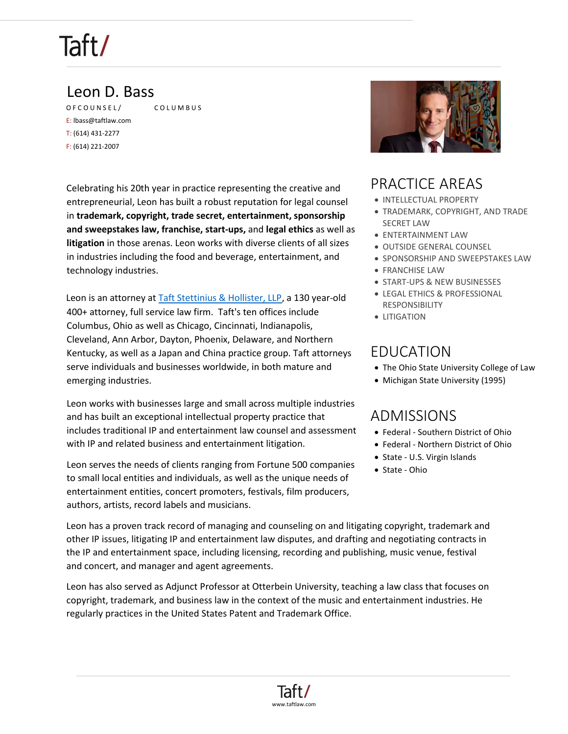# Leon D. Bass

OF COUNSEL / COLUMBUS

E: lbass@taftlaw.com
T: (614) 431-2277
F: (614) 221-2007

Celebrating his 20th year in practice representing the creative and entrepreneurial, Leon has built a robust reputation for legal counsel in **trademark, copyright, trade secret, entertainment, sponsorship and sweepstakes law, franchise, start-ups,** and **legal ethics** as well as **litigation** in those arenas. Leon works with diverse clients of all sizes in industries including the food and beverage, entertainment, and technology industries.

Leon is an attorney at Taft Stettinius & Hollister, LLP, a 130 year-old 400+ attorney, full service law firm. Taft's ten offices include Columbus, Ohio as well as Chicago, Cincinnati, Indianapolis, Cleveland, Ann Arbor, Dayton, Phoenix, Delaware, and Northern Kentucky, as well as a Japan and China practice group. Taft attorneys serve individuals and businesses worldwide, in both mature and emerging industries.

Leon works with businesses large and small across multiple industries and has built an exceptional intellectual property practice that includes traditional IP and entertainment law counsel and assessment with IP and related business and entertainment litigation.

Leon serves the needs of clients ranging from Fortune 500 companies to small local entities and individuals, as well as the unique needs of entertainment entities, concert promoters, festivals, film producers, authors, artists, record labels and musicians.

Leon has a proven track record of managing and counseling on and litigating copyright, trademark and other IP issues, litigating IP and entertainment law disputes, and drafting and negotiating contracts in the IP and entertainment space, including licensing, recording and publishing, music venue, festival and concert, and manager and agent agreements.

Leon has also served as Adjunct Professor at Otterbein University, teaching a law class that focuses on copyright, trademark, and business law in the context of the music and entertainment industries. He regularly practices in the United States Patent and Trademark Office.

## PRACTICE AREAS

- INTELLECTUAL PROPERTY
- TRADEMARK, COPYRIGHT, AND TRADE SECRET LAW
- ENTERTAINMENT LAW
- OUTSIDE GENERAL COUNSEL
- SPONSORSHIP AND SWEEPSTAKES LAW
- FRANCHISE LAW
- START-UPS & NEW BUSINESSES
- LEGAL ETHICS & PROFESSIONAL RESPONSIBILITY
- LITIGATION

## EDUCATION

- The Ohio State University College of Law
- Michigan State University (1995)

## ADMISSIONS

- Federal - Southern District of Ohio
- Federal - Northern District of Ohio
- State - U.S. Virgin Islands
- State - Ohio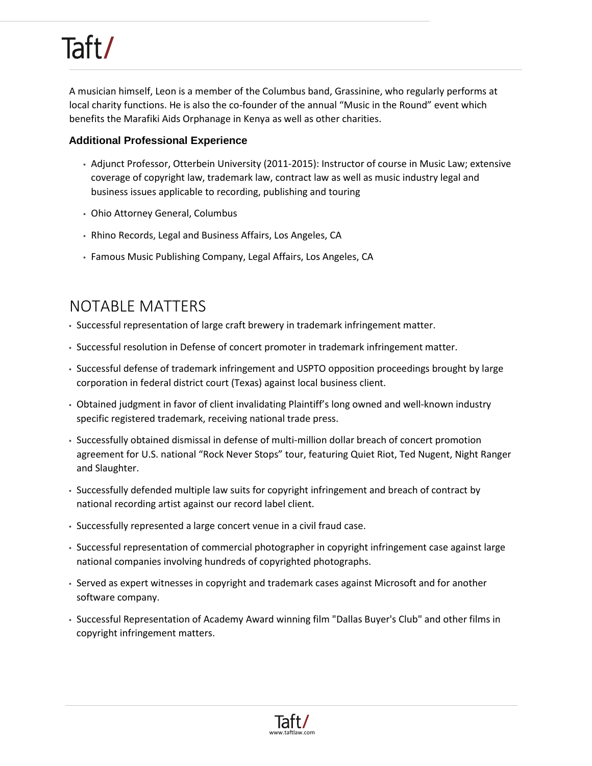A musician himself, Leon is a member of the Columbus band, Grassinine, who regularly performs at local charity functions. He is also the co-founder of the annual "Music in the Round" event which benefits the Marafiki Aids Orphanage in Kenya as well as other charities.

### Additional Professional Experience

- Adjunct Professor, Otterbein University (2011-2015): Instructor of course in Music Law; extensive coverage of copyright law, trademark law, contract law as well as music industry legal and business issues applicable to recording, publishing and touring
- Ohio Attorney General, Columbus
- Rhino Records, Legal and Business Affairs, Los Angeles, CA
- Famous Music Publishing Company, Legal Affairs, Los Angeles, CA

## NOTABLE MATTERS

- Successful representation of large craft brewery in trademark infringement matter.
- Successful resolution in Defense of concert promoter in trademark infringement matter.
- Successful defense of trademark infringement and USPTO opposition proceedings brought by large corporation in federal district court (Texas) against local business client.
- Obtained judgment in favor of client invalidating Plaintiff's long owned and well-known industry specific registered trademark, receiving national trade press.
- Successfully obtained dismissal in defense of multi-million dollar breach of concert promotion agreement for U.S. national "Rock Never Stops" tour, featuring Quiet Riot, Ted Nugent, Night Ranger and Slaughter.
- Successfully defended multiple law suits for copyright infringement and breach of contract by national recording artist against our record label client.
- Successfully represented a large concert venue in a civil fraud case.
- Successful representation of commercial photographer in copyright infringement case against large national companies involving hundreds of copyrighted photographs.
- Served as expert witnesses in copyright and trademark cases against Microsoft and for another software company.
- Successful Representation of Academy Award winning film "Dallas Buyer's Club" and other films in copyright infringement matters.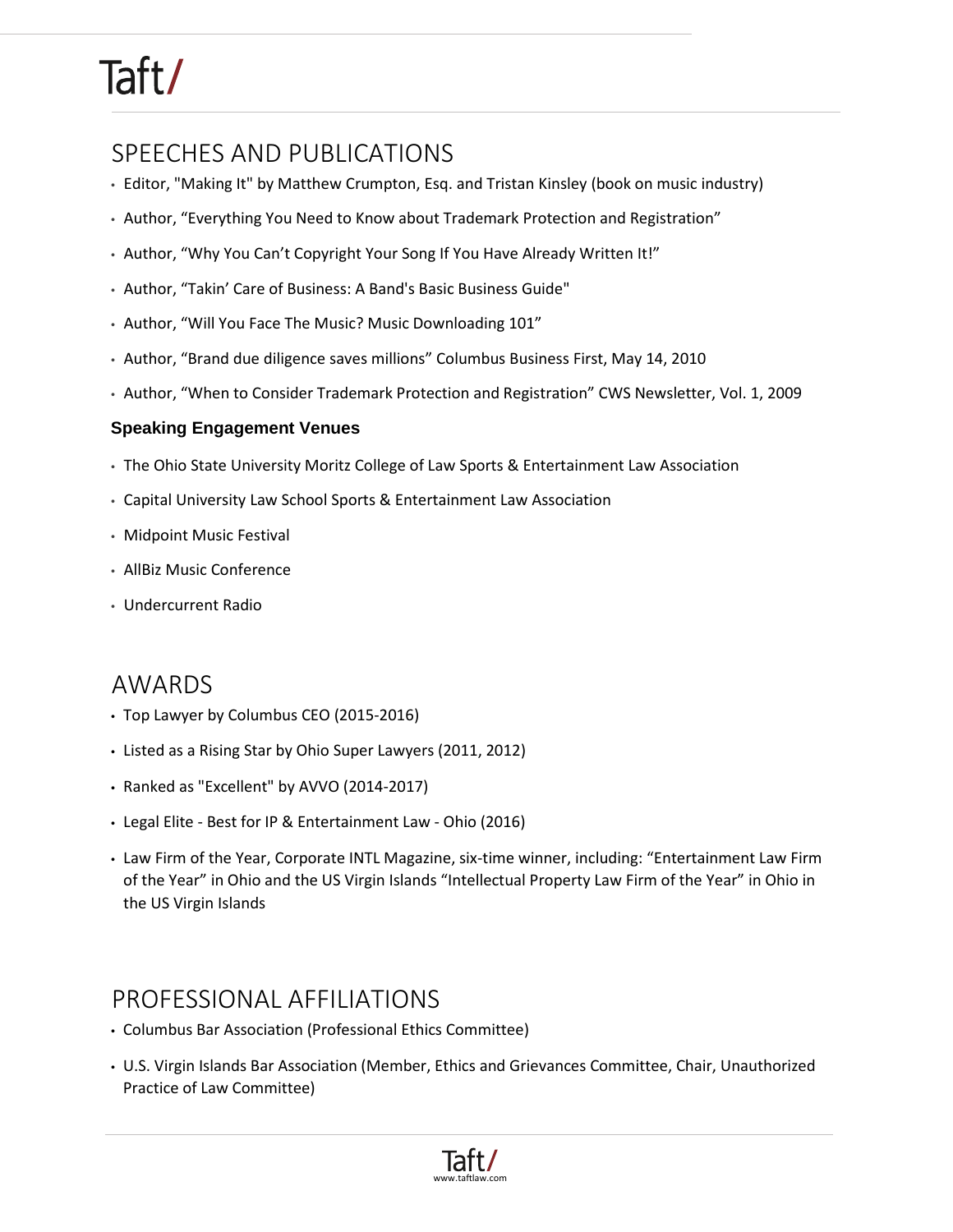## SPEECHES AND PUBLICATIONS

- Editor, "Making It" by Matthew Crumpton, Esq. and Tristan Kinsley (book on music industry)
- Author, “Everything You Need to Know about Trademark Protection and Registration”
- Author, “Why You Can’t Copyright Your Song If You Have Already Written It!”
- Author, “Takin’ Care of Business: A Band's Basic Business Guide"
- Author, “Will You Face The Music? Music Downloading 101”
- Author, “Brand due diligence saves millions” Columbus Business First, May 14, 2010
- Author, “When to Consider Trademark Protection and Registration” CWS Newsletter, Vol. 1, 2009

### Speaking Engagement Venues

- The Ohio State University Moritz College of Law Sports & Entertainment Law Association
- Capital University Law School Sports & Entertainment Law Association
- Midpoint Music Festival
- AllBiz Music Conference
- Undercurrent Radio

## AWARDS

- Top Lawyer by Columbus CEO (2015-2016)
- Listed as a Rising Star by Ohio Super Lawyers (2011, 2012)
- Ranked as "Excellent" by AVVO (2014-2017)
- Legal Elite - Best for IP & Entertainment Law - Ohio (2016)
- Law Firm of the Year, Corporate INTL Magazine, six-time winner, including: “Entertainment Law Firm of the Year” in Ohio and the US Virgin Islands “Intellectual Property Law Firm of the Year” in Ohio in the US Virgin Islands

## PROFESSIONAL AFFILIATIONS

- Columbus Bar Association (Professional Ethics Committee)
- U.S. Virgin Islands Bar Association (Member, Ethics and Grievances Committee, Chair, Unauthorized Practice of Law Committee)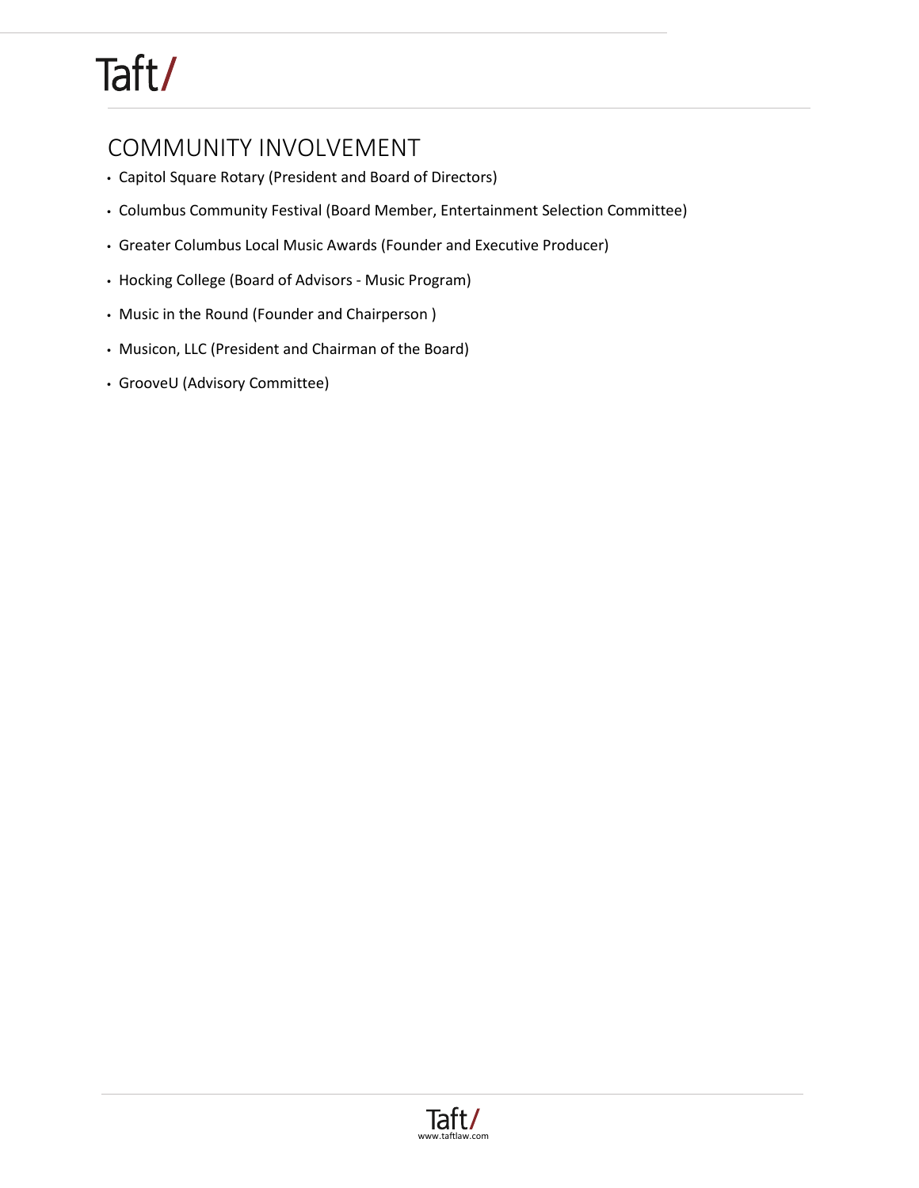## COMMUNITY INVOLVEMENT

- Capitol Square Rotary (President and Board of Directors)
- Columbus Community Festival (Board Member, Entertainment Selection Committee)
- Greater Columbus Local Music Awards (Founder and Executive Producer)
- Hocking College (Board of Advisors - Music Program)
- Music in the Round (Founder and Chairperson )
- Musicon, LLC (President and Chairman of the Board)
- GrooveU (Advisory Committee)